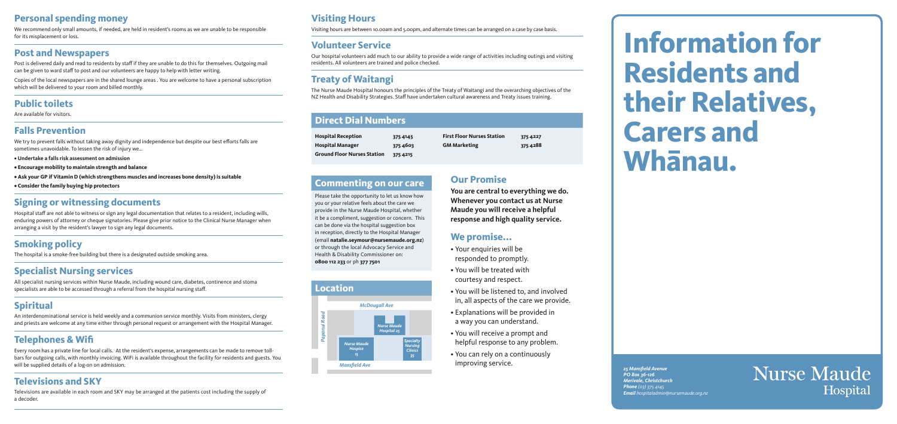# Information for Residents and their Relatives, Carers and Whānau.

## Personal spending money

We recommend only small amounts, if needed, are held in resident's rooms as we are unable to be responsible for its misplacement or loss.

## Post and Newspapers

Post is delivered daily and read to residents by staff if they are unable to do this for themselves. Outgoing mail can be given to ward staff to post and our volunteers are happy to help with letter writing.

Copies of the local newspapers are in the shared lounge areas . You are welcome to have a personal subscription which will be delivered to your room and billed monthly.

## Public toilets

Are available for visitors.

## Falls Prevention

We try to prevent falls without taking away dignity and independence but despite our best efforts falls are sometimes unavoidable. To lessen the risk of injury we...

- **Undertake a falls risk assessment on admission**
- **Encourage mobility to maintain strength and balance**
- **Ask your GP if Vitamin D (which strengthens muscles and increases bone density) is suitable**
- **Consider the family buying hip protectors**

## Signing or witnessing documents

Hospital staff are not able to witness or sign any legal documentation that relates to a resident, including wills, enduring powers of attorney or cheque signatories. Please give prior notice to the Clinical Nurse Manager when arranging a visit by the resident's lawyer to sign any legal documents.

## Smoking policy

The hospital is a smoke-free building but there is a designated outside smoking area.

## Specialist Nursing services

All specialist nursing services within Nurse Maude, including wound care, diabetes, continence and stoma specialists are able to be accessed through a referral from the hospital nursing staff.

## Spiritual

An interdenominational service is held weekly and a communion service monthly. Visits from ministers, clergy and priests are welcome at any time either through personal request or arrangement with the Hospital Manager.

## Telephones & Wifi

Every room has a private line for local calls. At the resident's expense, arrangements can be made to remove toll-bars for outgoing calls, with monthly invoicing. WiFi is available throughout the facility for residents and guests. You will be supplied details of a log-on on admission.

## Televisions and SKY

Televisions are available in each room and SKY may be arranged at the patients cost including the supply of a decoder.

## Visiting Hours

Visiting hours are between 10.00am and 5.00pm, and alternate times can be arranged on a case by case basis.

## Volunteer Service

Our hospital volunteers add much to our ability to provide a wide range of activities including outings and visiting residents. All volunteers are trained and police checked.

## Treaty of Waitangi

The Nurse Maude Hospital honours the principles of the Treaty of Waitangi and the overarching objectives of the NZ Health and Disability Strategies. Staff have undertaken cultural awareness and Treaty issues training.

## Direct Dial Numbers

| | | | |
|---|---|---|---|
| **Hospital Reception** | **375 4145** | **First Floor Nurses Station** | **375 4227** |
| **Hospital Manager** | **375 4603** | **GM Marketing** | **375 4288** |
| **Ground Floor Nurses Station** | **375 4215** | | |

## Commenting on our care

Please take the opportunity to let us know how you or your relative feels about the care we provide in the Nurse Maude Hospital, whether it be a compliment, suggestion or concern. This can be done via the hospital suggestion box in reception, directly to the Hospital Manager (email **natalie.seymour@nursemaude.org.nz**) or through the local Advocacy Service and Health & Disability Commissioner on: **0800 112 233** or ph **377 7501**

## Location

*McDougall Ave*

*Papanui Road*

*Nurse Maude Hospital 25*

*Nurse Maude Hospice 15*

*Specialty Nursing Clinics 35*

*Mansfield Ave*

## Our Promise

**You are central to everything we do. Whenever you contact us at Nurse Maude you will receive a helpful response and high quality service.**

## We promise...

- Your enquiries will be responded to promptly.
- You will be treated with courtesy and respect.
- You will be listened to, and involved in, all aspects of the care we provide.
- Explanations will be provided in a way you can understand.
- You will receive a prompt and helpful response to any problem.
- You can rely on a continuously improving service.

*25 Mansfield Avenue*
*PO Box 36-126*
*Merivale, Christchurch*
***Phone** (03) 375 4145*
***Email** hospitaladmin@nursemaude.org.nz*

Nurse Maude Hospital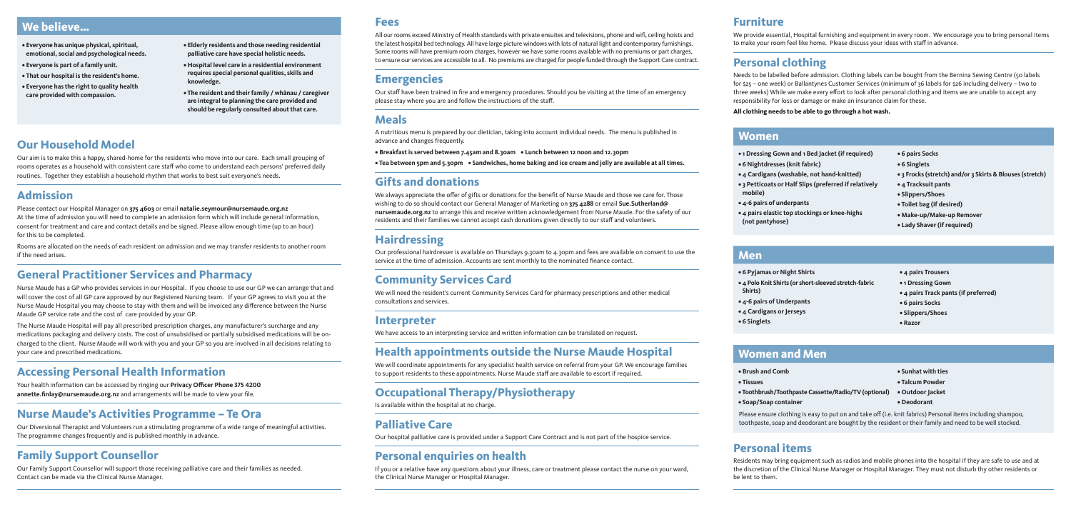## We believe...

- **Everyone has unique physical, spiritual, emotional, social and psychological needs.**
- **Everyone is part of a family unit.**
- **That our hospital is the resident's home.**
- **Everyone has the right to quality health care provided with compassion.**
- **Elderly residents and those needing residential palliative care have special holistic needs.**
- **Hospital level care in a residential environment requires special personal qualities, skills and knowledge.**
- **The resident and their family / whānau / caregiver are integral to planning the care provided and should be regularly consulted about that care.**

## Our Household Model

Our aim is to make this a happy, shared-home for the residents who move into our care. Each small grouping of rooms operates as a household with consistent care staff who come to understand each persons' preferred daily routines. Together they establish a household rhythm that works to best suit everyone's needs.

## Admission

Please contact our Hospital Manager on **375 4603** or email **natalie.seymour@nursemaude.org.nz**
At the time of admission you will need to complete an admission form which will include general information, consent for treatment and care and contact details and be signed. Please allow enough time (up to an hour) for this to be completed.

Rooms are allocated on the needs of each resident on admission and we may transfer residents to another room if the need arises.

## General Practitioner Services and Pharmacy

Nurse Maude has a GP who provides services in our Hospital. If you choose to use our GP we can arrange that and will cover the cost of all GP care approved by our Registered Nursing team. If your GP agrees to visit you at the Nurse Maude Hospital you may choose to stay with them and will be invoiced any difference between the Nurse Maude GP service rate and the cost of care provided by your GP.

The Nurse Maude Hospital will pay all prescribed prescription charges, any manufacturer's surcharge and any medications packaging and delivery costs. The cost of unsubsidised or partially subsidised medications will be on-charged to the client. Nurse Maude will work with you and your GP so you are involved in all decisions relating to your care and prescribed medications.

## Accessing Personal Health Information

Your health information can be accessed by ringing our **Privacy Officer Phone 375 4200 annette.finlay@nursemaude.org.nz** and arrangements will be made to view your file.

## Nurse Maude's Activities Programme – Te Ora

Our Diversional Therapist and Volunteers run a stimulating programme of a wide range of meaningful activities. The programme changes frequently and is published monthly in advance.

## Family Support Counsellor

Our Family Support Counsellor will support those receiving palliative care and their families as needed. Contact can be made via the Clinical Nurse Manager.

## Fees

All our rooms exceed Ministry of Health standards with private ensuites and televisions, phone and wifi, ceiling hoists and the latest hospital bed technology. All have large picture windows with lots of natural light and contemporary furnishings. Some rooms will have premium room charges, however we have some rooms available with no premiums or part charges, to ensure our services are accessible to all. No premiums are charged for people funded through the Support Care contract.

## Emergencies

Our staff have been trained in fire and emergency procedures. Should you be visiting at the time of an emergency please stay where you are and follow the instructions of the staff.

## Meals

A nutritious menu is prepared by our dietician, taking into account individual needs. The menu is published in advance and changes frequently.

- **Breakfast is served between 7.45am and 8.30am**
- **Lunch between 12 noon and 12.30pm**
- **Tea between 5pm and 5.30pm**
- **Sandwiches, home baking and ice cream and jelly are available at all times.**

## Gifts and donations

We always appreciate the offer of gifts or donations for the benefit of Nurse Maude and those we care for. Those wishing to do so should contact our General Manager of Marketing on **375 4288** or email **Sue.Sutherland@nursemaude.org.nz** to arrange this and receive written acknowledgement from Nurse Maude. For the safety of our residents and their families we cannot accept cash donations given directly to our staff and volunteers.

## Hairdressing

Our professional hairdresser is available on Thursdays 9.30am to 4.30pm and fees are available on consent to use the service at the time of admission. Accounts are sent monthly to the nominated finance contact.

## Community Services Card

We will need the resident's current Community Services Card for pharmacy prescriptions and other medical consultations and services.

## Interpreter

We have access to an interpreting service and written information can be translated on request.

## Health appointments outside the Nurse Maude Hospital

We will coordinate appointments for any specialist health service on referral from your GP. We encourage families to support residents to these appointments. Nurse Maude staff are available to escort if required.

## Occupational Therapy/Physiotherapy

Is available within the hospital at no charge.

## Palliative Care

Our hospital palliative care is provided under a Support Care Contract and is not part of the hospice service.

## Personal enquiries on health

If you or a relative have any questions about your illness, care or treatment please contact the nurse on your ward, the Clinical Nurse Manager or Hospital Manager.

## Furniture

We provide essential, Hospital furnishing and equipment in every room. We encourage you to bring personal items to make your room feel like home. Please discuss your ideas with staff in advance.

## Personal clothing

Needs to be labelled before admission. Clothing labels can be bought from the Bernina Sewing Centre (50 labels for $25 – one week) or Ballantynes Customer Services (minimum of 36 labels for $26 including delivery – two to three weeks) While we make every effort to look after personal clothing and items we are unable to accept any responsibility for loss or damage or make an insurance claim for these.

**All clothing needs to be able to go through a hot wash.**

### Women

- **1 Dressing Gown and 1 Bed Jacket (if required)**
- **6 Nightdresses (knit fabric)**
- **4 Cardigans (washable, not hand-knitted)**
- **3 Petticoats or Half Slips (preferred if relatively mobile)**
- **4-6 pairs of underpants**
- **4 pairs elastic top stockings or knee-highs (not pantyhose)**
- **6 pairs Socks**
- **6 Singlets**
- **3 Frocks (stretch) and/or 3 Skirts & Blouses (stretch)**
- **4 Tracksuit pants**
- **Slippers/Shoes**
- **Toilet bag (if desired)**
- **Make-up/Make-up Remover**
- **Lady Shaver (if required)**

### Men

- **6 Pyjamas or Night Shirts**
- **4 Polo Knit Shirts (or short-sleeved stretch-fabric Shirts)**
- **4-6 pairs of Underpants**
- **4 Cardigans or Jerseys**
- **6 Singlets**
- **4 pairs Trousers**
- **1 Dressing Gown**
- **4 pairs Track pants (if preferred)**
- **6 pairs Socks**
- **Slippers/Shoes**
- **Razor**

### Women and Men

- **Brush and Comb**
- **Tissues**
- **Toothbrush/Toothpaste Cassette/Radio/TV (optional)**
- **Soap/Soap container**
- **Sunhat with ties**
- **Talcum Powder**
- **Outdoor Jacket**
- **Deodorant**

Please ensure clothing is easy to put on and take off (i.e. knit fabrics) Personal items including shampoo, toothpaste, soap and deodorant are bought by the resident or their family and need to be well stocked.

## Personal items

Residents may bring equipment such as radios and mobile phones into the hospital if they are safe to use and at the discretion of the Clinical Nurse Manager or Hospital Manager. They must not disturb thy other residents or be lent to them.